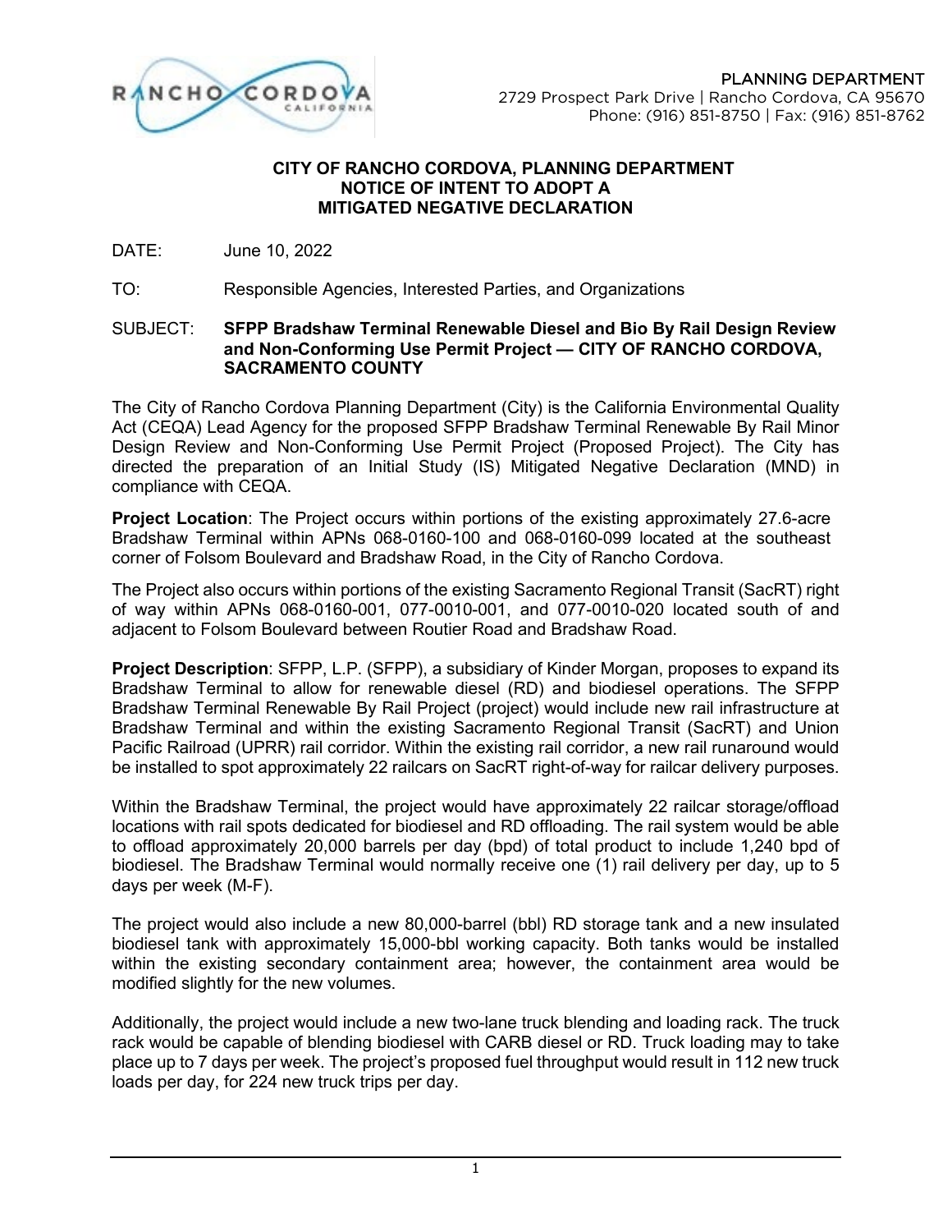PLANNING DEPARTMENT
2729 Prospect Park Drive | Rancho Cordova, CA 95670
Phone: (916) 851-8750 | Fax: (916) 851-8762

**CITY OF RANCHO CORDOVA, PLANNING DEPARTMENT**
**NOTICE OF INTENT TO ADOPT A**
**MITIGATED NEGATIVE DECLARATION**

DATE: June 10, 2022

TO: Responsible Agencies, Interested Parties, and Organizations

SUBJECT: **SFPP Bradshaw Terminal Renewable Diesel and Bio By Rail Design Review and Non-Conforming Use Permit Project — CITY OF RANCHO CORDOVA, SACRAMENTO COUNTY**

The City of Rancho Cordova Planning Department (City) is the California Environmental Quality Act (CEQA) Lead Agency for the proposed SFPP Bradshaw Terminal Renewable By Rail Minor Design Review and Non-Conforming Use Permit Project (Proposed Project). The City has directed the preparation of an Initial Study (IS) Mitigated Negative Declaration (MND) in compliance with CEQA.

**Project Location**: The Project occurs within portions of the existing approximately 27.6-acre Bradshaw Terminal within APNs 068-0160-100 and 068-0160-099 located at the southeast corner of Folsom Boulevard and Bradshaw Road, in the City of Rancho Cordova.

The Project also occurs within portions of the existing Sacramento Regional Transit (SacRT) right of way within APNs 068-0160-001, 077-0010-001, and 077-0010-020 located south of and adjacent to Folsom Boulevard between Routier Road and Bradshaw Road.

**Project Description**: SFPP, L.P. (SFPP), a subsidiary of Kinder Morgan, proposes to expand its Bradshaw Terminal to allow for renewable diesel (RD) and biodiesel operations. The SFPP Bradshaw Terminal Renewable By Rail Project (project) would include new rail infrastructure at Bradshaw Terminal and within the existing Sacramento Regional Transit (SacRT) and Union Pacific Railroad (UPRR) rail corridor. Within the existing rail corridor, a new rail runaround would be installed to spot approximately 22 railcars on SacRT right-of-way for railcar delivery purposes.

Within the Bradshaw Terminal, the project would have approximately 22 railcar storage/offload locations with rail spots dedicated for biodiesel and RD offloading. The rail system would be able to offload approximately 20,000 barrels per day (bpd) of total product to include 1,240 bpd of biodiesel. The Bradshaw Terminal would normally receive one (1) rail delivery per day, up to 5 days per week (M-F).

The project would also include a new 80,000-barrel (bbl) RD storage tank and a new insulated biodiesel tank with approximately 15,000-bbl working capacity. Both tanks would be installed within the existing secondary containment area; however, the containment area would be modified slightly for the new volumes.

Additionally, the project would include a new two-lane truck blending and loading rack. The truck rack would be capable of blending biodiesel with CARB diesel or RD. Truck loading may to take place up to 7 days per week. The project's proposed fuel throughput would result in 112 new truck loads per day, for 224 new truck trips per day.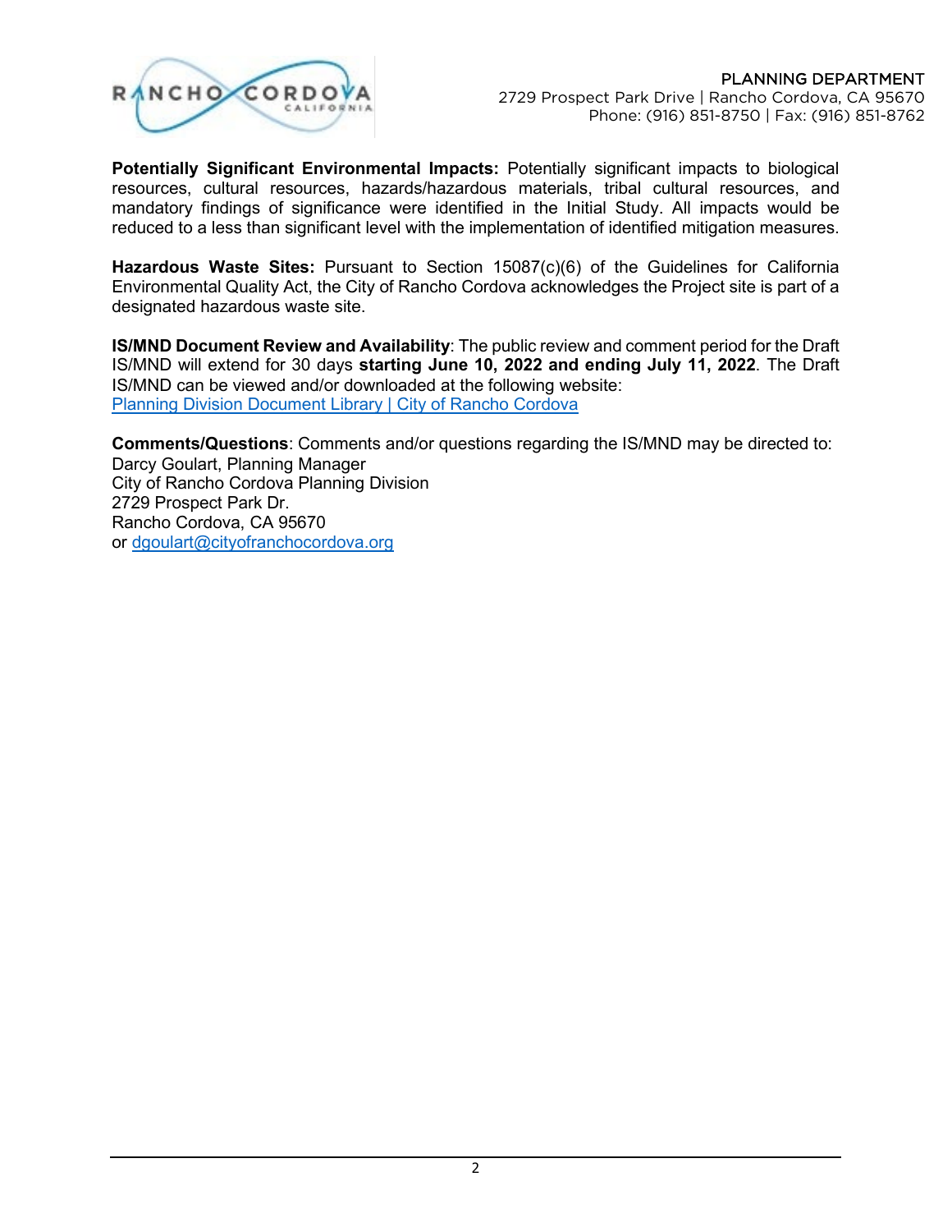**Potentially Significant Environmental Impacts:** Potentially significant impacts to biological resources, cultural resources, hazards/hazardous materials, tribal cultural resources, and mandatory findings of significance were identified in the Initial Study. All impacts would be reduced to a less than significant level with the implementation of identified mitigation measures.

**Hazardous Waste Sites:** Pursuant to Section 15087(c)(6) of the Guidelines for California Environmental Quality Act, the City of Rancho Cordova acknowledges the Project site is part of a designated hazardous waste site.

**IS/MND Document Review and Availability**: The public review and comment period for the Draft IS/MND will extend for 30 days **starting June 10, 2022 and ending July 11, 2022**. The Draft IS/MND can be viewed and/or downloaded at the following website:
[Planning Division Document Library | City of Rancho Cordova]()

**Comments/Questions**: Comments and/or questions regarding the IS/MND may be directed to:
Darcy Goulart, Planning Manager
City of Rancho Cordova Planning Division
2729 Prospect Park Dr.
Rancho Cordova, CA 95670
or dgoulart@cityofranchocordova.org